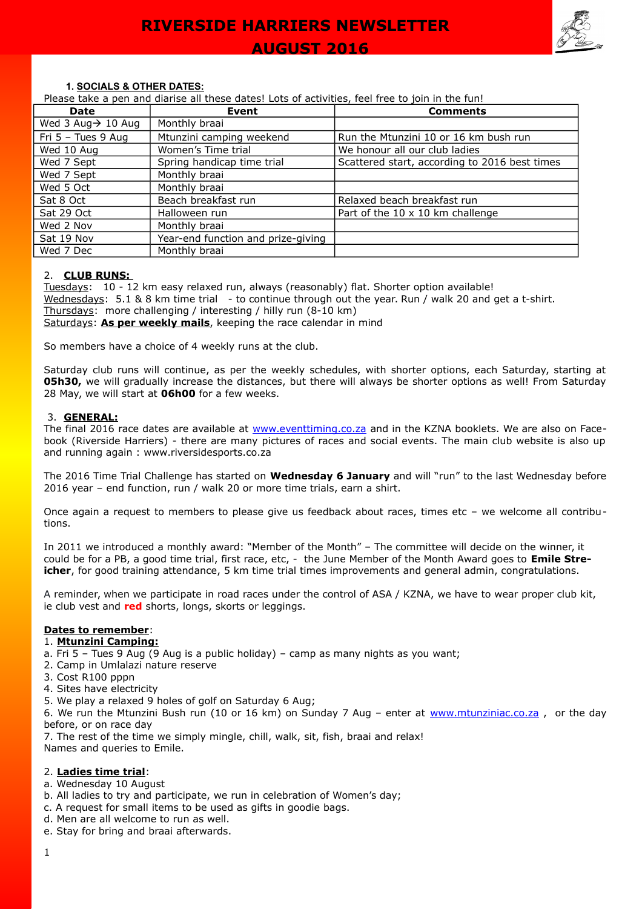# RIVERSIDE HARRIERS NEWSLETTER
# AUGUST 2016

## 1. SOCIALS & OTHER DATES:

Please take a pen and diarise all these dates! Lots of activities, feel free to join in the fun!

| Date | Event | Comments |
|---|---|---|
| Wed 3 Aug→ 10 Aug | Monthly braai | |
| Fri 5 – Tues 9 Aug | Mtunzini camping weekend | Run the Mtunzini 10 or 16 km bush run |
| Wed 10 Aug | Women's Time trial | We honour all our club ladies |
| Wed 7 Sept | Spring handicap time trial | Scattered start, according to 2016 best times |
| Wed 7 Sept | Monthly braai | |
| Wed 5 Oct | Monthly braai | |
| Sat 8 Oct | Beach breakfast run | Relaxed beach breakfast run |
| Sat 29 Oct | Halloween run | Part of the 10 x 10 km challenge |
| Wed 2 Nov | Monthly braai | |
| Sat 19 Nov | Year-end function and prize-giving | |
| Wed 7 Dec | Monthly braai | |

## 2. CLUB RUNS:

Tuesdays: 10 - 12 km easy relaxed run, always (reasonably) flat. Shorter option available!
Wednesdays: 5.1 & 8 km time trial - to continue through out the year. Run / walk 20 and get a t-shirt.
Thursdays: more challenging / interesting / hilly run (8-10 km)
Saturdays: **As per weekly mails**, keeping the race calendar in mind

So members have a choice of 4 weekly runs at the club.

Saturday club runs will continue, as per the weekly schedules, with shorter options, each Saturday, starting at **05h30,** we will gradually increase the distances, but there will always be shorter options as well! From Saturday 28 May, we will start at **06h00** for a few weeks.

## 3. GENERAL:

The final 2016 race dates are available at www.eventtiming.co.za and in the KZNA booklets. We are also on Facebook (Riverside Harriers) - there are many pictures of races and social events. The main club website is also up and running again : www.riversidesports.co.za

The 2016 Time Trial Challenge has started on **Wednesday 6 January** and will "run" to the last Wednesday before 2016 year – end function, run / walk 20 or more time trials, earn a shirt.

Once again a request to members to please give us feedback about races, times etc – we welcome all contributions.

In 2011 we introduced a monthly award: "Member of the Month" – The committee will decide on the winner, it could be for a PB, a good time trial, first race, etc, - the June Member of the Month Award goes to **Emile Streicher**, for good training attendance, 5 km time trial times improvements and general admin, congratulations.

A reminder, when we participate in road races under the control of ASA / KZNA, we have to wear proper club kit, ie club vest and **red** shorts, longs, skorts or leggings.

**Dates to remember**:

1. **Mtunzini Camping:**

a. Fri 5 – Tues 9 Aug (9 Aug is a public holiday) – camp as many nights as you want;
2. Camp in Umlalazi nature reserve
3. Cost R100 pppn
4. Sites have electricity
5. We play a relaxed 9 holes of golf on Saturday 6 Aug;
6. We run the Mtunzini Bush run (10 or 16 km) on Sunday 7 Aug – enter at www.mtunziniac.co.za , or the day before, or on race day
7. The rest of the time we simply mingle, chill, walk, sit, fish, braai and relax!
Names and queries to Emile.

2. **Ladies time trial**:

a. Wednesday 10 August
b. All ladies to try and participate, we run in celebration of Women's day;
c. A request for small items to be used as gifts in goodie bags.
d. Men are all welcome to run as well.
e. Stay for bring and braai afterwards.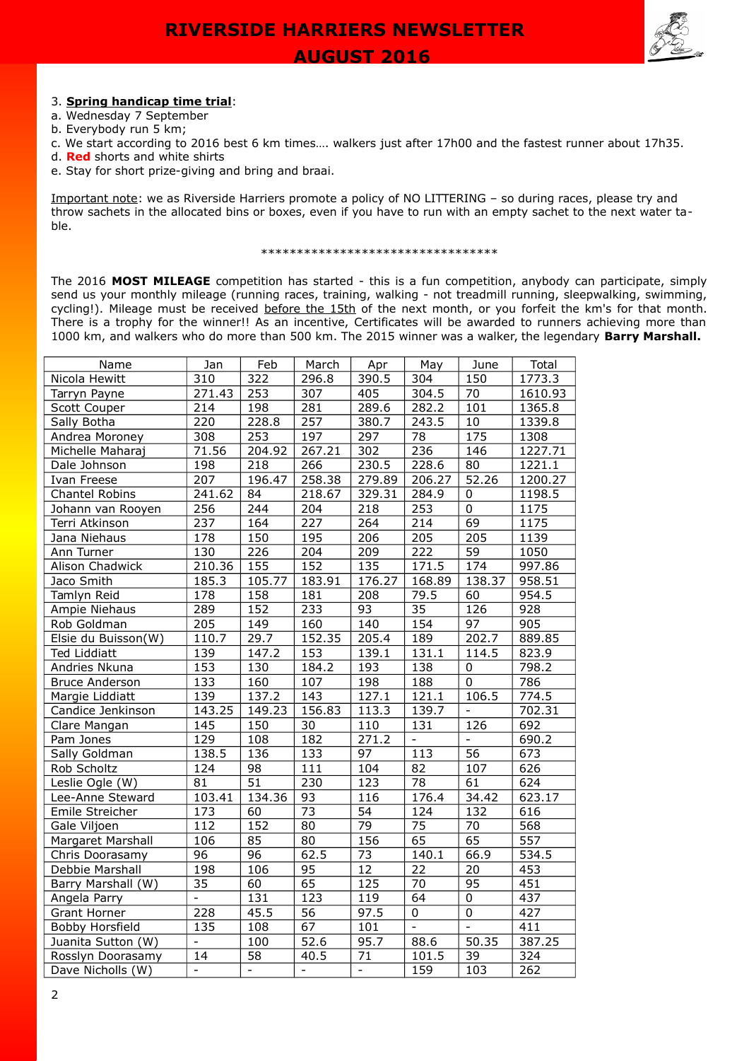3. **Spring handicap time trial**:

a. Wednesday 7 September

b. Everybody run 5 km;

c. We start according to 2016 best 6 km times…. walkers just after 17h00 and the fastest runner about 17h35.

d. **Red** shorts and white shirts

e. Stay for short prize-giving and bring and braai.

Important note: we as Riverside Harriers promote a policy of NO LITTERING – so during races, please try and throw sachets in the allocated bins or boxes, even if you have to run with an empty sachet to the next water table.

*********************************

The 2016 **MOST MILEAGE** competition has started - this is a fun competition, anybody can participate, simply send us your monthly mileage (running races, training, walking - not treadmill running, sleepwalking, swimming, cycling!). Mileage must be received before the 15th of the next month, or you forfeit the km's for that month. There is a trophy for the winner!! As an incentive, Certificates will be awarded to runners achieving more than 1000 km, and walkers who do more than 500 km. The 2015 winner was a walker, the legendary **Barry Marshall.**

| Name | Jan | Feb | March | Apr | May | June | Total |
|---|---|---|---|---|---|---|---|
| Nicola Hewitt | 310 | 322 | 296.8 | 390.5 | 304 | 150 | 1773.3 |
| Tarryn Payne | 271.43 | 253 | 307 | 405 | 304.5 | 70 | 1610.93 |
| Scott Couper | 214 | 198 | 281 | 289.6 | 282.2 | 101 | 1365.8 |
| Sally Botha | 220 | 228.8 | 257 | 380.7 | 243.5 | 10 | 1339.8 |
| Andrea Moroney | 308 | 253 | 197 | 297 | 78 | 175 | 1308 |
| Michelle Maharaj | 71.56 | 204.92 | 267.21 | 302 | 236 | 146 | 1227.71 |
| Dale Johnson | 198 | 218 | 266 | 230.5 | 228.6 | 80 | 1221.1 |
| Ivan Freese | 207 | 196.47 | 258.38 | 279.89 | 206.27 | 52.26 | 1200.27 |
| Chantel Robins | 241.62 | 84 | 218.67 | 329.31 | 284.9 | 0 | 1198.5 |
| Johann van Rooyen | 256 | 244 | 204 | 218 | 253 | 0 | 1175 |
| Terri Atkinson | 237 | 164 | 227 | 264 | 214 | 69 | 1175 |
| Jana Niehaus | 178 | 150 | 195 | 206 | 205 | 205 | 1139 |
| Ann Turner | 130 | 226 | 204 | 209 | 222 | 59 | 1050 |
| Alison Chadwick | 210.36 | 155 | 152 | 135 | 171.5 | 174 | 997.86 |
| Jaco Smith | 185.3 | 105.77 | 183.91 | 176.27 | 168.89 | 138.37 | 958.51 |
| Tamlyn Reid | 178 | 158 | 181 | 208 | 79.5 | 60 | 954.5 |
| Ampie Niehaus | 289 | 152 | 233 | 93 | 35 | 126 | 928 |
| Rob Goldman | 205 | 149 | 160 | 140 | 154 | 97 | 905 |
| Elsie du Buisson(W) | 110.7 | 29.7 | 152.35 | 205.4 | 189 | 202.7 | 889.85 |
| Ted Liddiatt | 139 | 147.2 | 153 | 139.1 | 131.1 | 114.5 | 823.9 |
| Andries Nkuna | 153 | 130 | 184.2 | 193 | 138 | 0 | 798.2 |
| Bruce Anderson | 133 | 160 | 107 | 198 | 188 | 0 | 786 |
| Margie Liddiatt | 139 | 137.2 | 143 | 127.1 | 121.1 | 106.5 | 774.5 |
| Candice Jenkinson | 143.25 | 149.23 | 156.83 | 113.3 | 139.7 | - | 702.31 |
| Clare Mangan | 145 | 150 | 30 | 110 | 131 | 126 | 692 |
| Pam Jones | 129 | 108 | 182 | 271.2 | - | - | 690.2 |
| Sally Goldman | 138.5 | 136 | 133 | 97 | 113 | 56 | 673 |
| Rob Scholtz | 124 | 98 | 111 | 104 | 82 | 107 | 626 |
| Leslie Ogle (W) | 81 | 51 | 230 | 123 | 78 | 61 | 624 |
| Lee-Anne Steward | 103.41 | 134.36 | 93 | 116 | 176.4 | 34.42 | 623.17 |
| Emile Streicher | 173 | 60 | 73 | 54 | 124 | 132 | 616 |
| Gale Viljoen | 112 | 152 | 80 | 79 | 75 | 70 | 568 |
| Margaret Marshall | 106 | 85 | 80 | 156 | 65 | 65 | 557 |
| Chris Doorasamy | 96 | 96 | 62.5 | 73 | 140.1 | 66.9 | 534.5 |
| Debbie Marshall | 198 | 106 | 95 | 12 | 22 | 20 | 453 |
| Barry Marshall (W) | 35 | 60 | 65 | 125 | 70 | 95 | 451 |
| Angela Parry | - | 131 | 123 | 119 | 64 | 0 | 437 |
| Grant Horner | 228 | 45.5 | 56 | 97.5 | 0 | 0 | 427 |
| Bobby Horsfield | 135 | 108 | 67 | 101 | - | - | 411 |
| Juanita Sutton (W) | - | 100 | 52.6 | 95.7 | 88.6 | 50.35 | 387.25 |
| Rosslyn Doorasamy | 14 | 58 | 40.5 | 71 | 101.5 | 39 | 324 |
| Dave Nicholls (W) | - | - | - | - | 159 | 103 | 262 |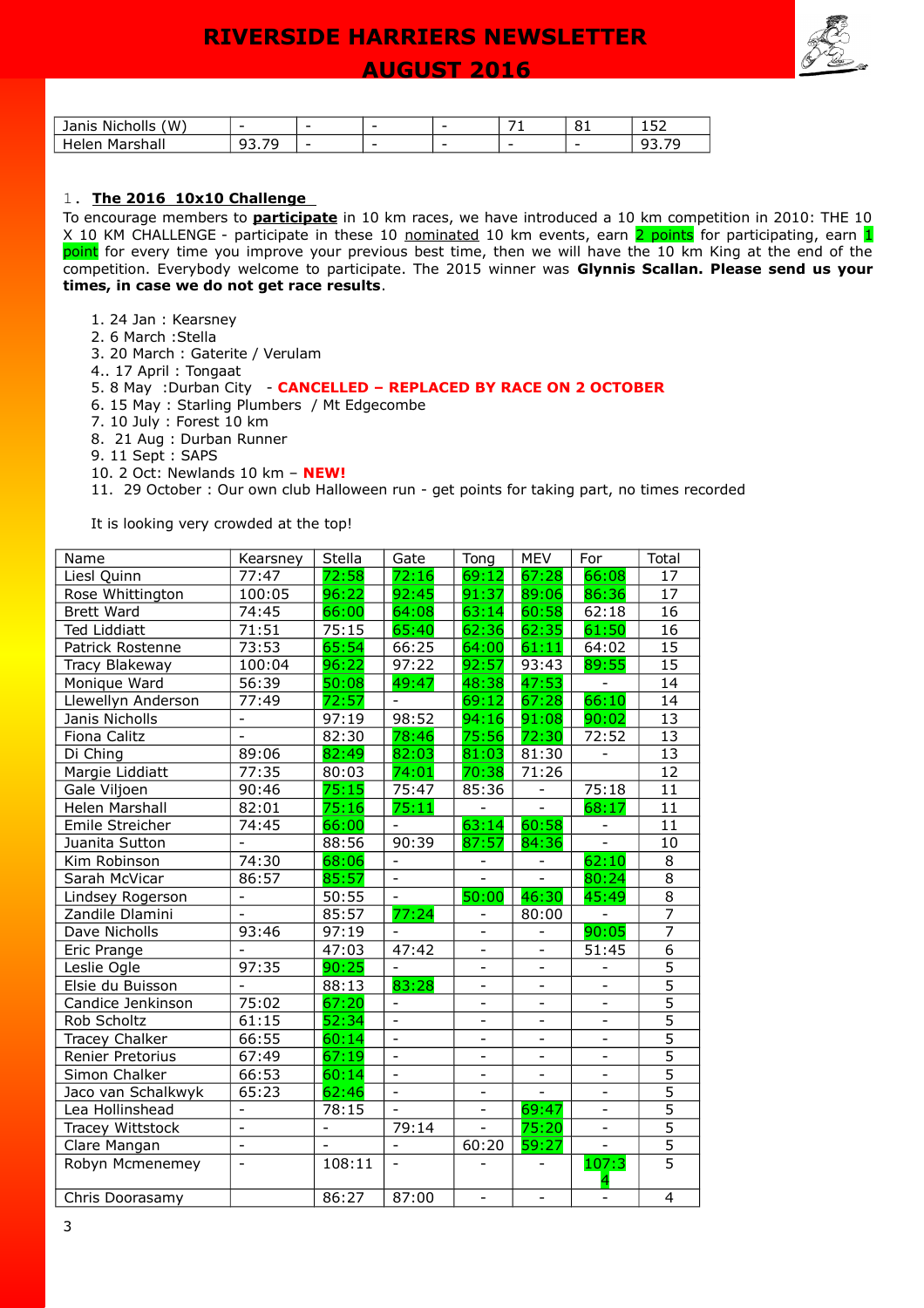| Janis Nicholls (W) | - | - | - | - | 71 | 81 | 152 |
|---|---|---|---|---|---|---|---|
| Helen Marshall | 93.79 | - | - | - | - | - | 93.79 |

1. **The 2016 10x10 Challenge**

To encourage members to **participate** in 10 km races, we have introduced a 10 km competition in 2010: THE 10 X 10 KM CHALLENGE - participate in these 10 nominated 10 km events, earn 2 points for participating, earn 1 point for every time you improve your previous best time, then we will have the 10 km King at the end of the competition. Everybody welcome to participate. The 2015 winner was **Glynnis Scallan. Please send us your times, in case we do not get race results**.

1. 24 Jan : Kearsney
2. 6 March :Stella
3. 20 March : Gaterite / Verulam
4.. 17 April : Tongaat
5. 8 May :Durban City - **CANCELLED – REPLACED BY RACE ON 2 OCTOBER**
6. 15 May : Starling Plumbers / Mt Edgecombe
7. 10 July : Forest 10 km
8. 21 Aug : Durban Runner
9. 11 Sept : SAPS
10. 2 Oct: Newlands 10 km – **NEW!**
11. 29 October : Our own club Halloween run - get points for taking part, no times recorded

It is looking very crowded at the top!

| Name | Kearsney | Stella | Gate | Tong | MEV | For | Total |
|---|---|---|---|---|---|---|---|
| Liesl Quinn | 77:47 | 72:58 | 72:16 | 69:12 | 67:28 | 66:08 | 17 |
| Rose Whittington | 100:05 | 96:22 | 92:45 | 91:37 | 89:06 | 86:36 | 17 |
| Brett Ward | 74:45 | 66:00 | 64:08 | 63:14 | 60:58 | 62:18 | 16 |
| Ted Liddiatt | 71:51 | 75:15 | 65:40 | 62:36 | 62:35 | 61:50 | 16 |
| Patrick Rostenne | 73:53 | 65:54 | 66:25 | 64:00 | 61:11 | 64:02 | 15 |
| Tracy Blakeway | 100:04 | 96:22 | 97:22 | 92:57 | 93:43 | 89:55 | 15 |
| Monique Ward | 56:39 | 50:08 | 49:47 | 48:38 | 47:53 | - | 14 |
| Llewellyn Anderson | 77:49 | 72:57 | - | 69:12 | 67:28 | 66:10 | 14 |
| Janis Nicholls | - | 97:19 | 98:52 | 94:16 | 91:08 | 90:02 | 13 |
| Fiona Calitz | - | 82:30 | 78:46 | 75:56 | 72:30 | 72:52 | 13 |
| Di Ching | 89:06 | 82:49 | 82:03 | 81:03 | 81:30 | - | 13 |
| Margie Liddiatt | 77:35 | 80:03 | 74:01 | 70:38 | 71:26 | | 12 |
| Gale Viljoen | 90:46 | 75:15 | 75:47 | 85:36 | - | 75:18 | 11 |
| Helen Marshall | 82:01 | 75:16 | 75:11 | - | - | 68:17 | 11 |
| Emile Streicher | 74:45 | 66:00 | - | 63:14 | 60:58 | - | 11 |
| Juanita Sutton | - | 88:56 | 90:39 | 87:57 | 84:36 | - | 10 |
| Kim Robinson | 74:30 | 68:06 | - | - | - | 62:10 | 8 |
| Sarah McVicar | 86:57 | 85:57 | - | - | - | 80:24 | 8 |
| Lindsey Rogerson | - | 50:55 | - | 50:00 | 46:30 | 45:49 | 8 |
| Zandile Dlamini | - | 85:57 | 77:24 | - | 80:00 | - | 7 |
| Dave Nicholls | 93:46 | 97:19 | - | - | - | 90:05 | 7 |
| Eric Prange | - | 47:03 | 47:42 | - | - | 51:45 | 6 |
| Leslie Ogle | 97:35 | 90:25 | - | - | - | - | 5 |
| Elsie du Buisson | - | 88:13 | 83:28 | - | - | - | 5 |
| Candice Jenkinson | 75:02 | 67:20 | - | - | - | - | 5 |
| Rob Scholtz | 61:15 | 52:34 | - | - | - | - | 5 |
| Tracey Chalker | 66:55 | 60:14 | - | - | - | - | 5 |
| Renier Pretorius | 67:49 | 67:19 | - | - | - | - | 5 |
| Simon Chalker | 66:53 | 60:14 | - | - | - | - | 5 |
| Jaco van Schalkwyk | 65:23 | 62:46 | - | - | - | - | 5 |
| Lea Hollinshead | - | 78:15 | - | - | 69:47 | - | 5 |
| Tracey Wittstock | - | - | 79:14 | - | 75:20 | - | 5 |
| Clare Mangan | - | - | - | 60:20 | 59:27 | - | 5 |
| Robyn Mcmenemey | - | 108:11 | - | - | - | 107:34 | 5 |
| Chris Doorasamy | | 86:27 | 87:00 | - | - | - | 4 |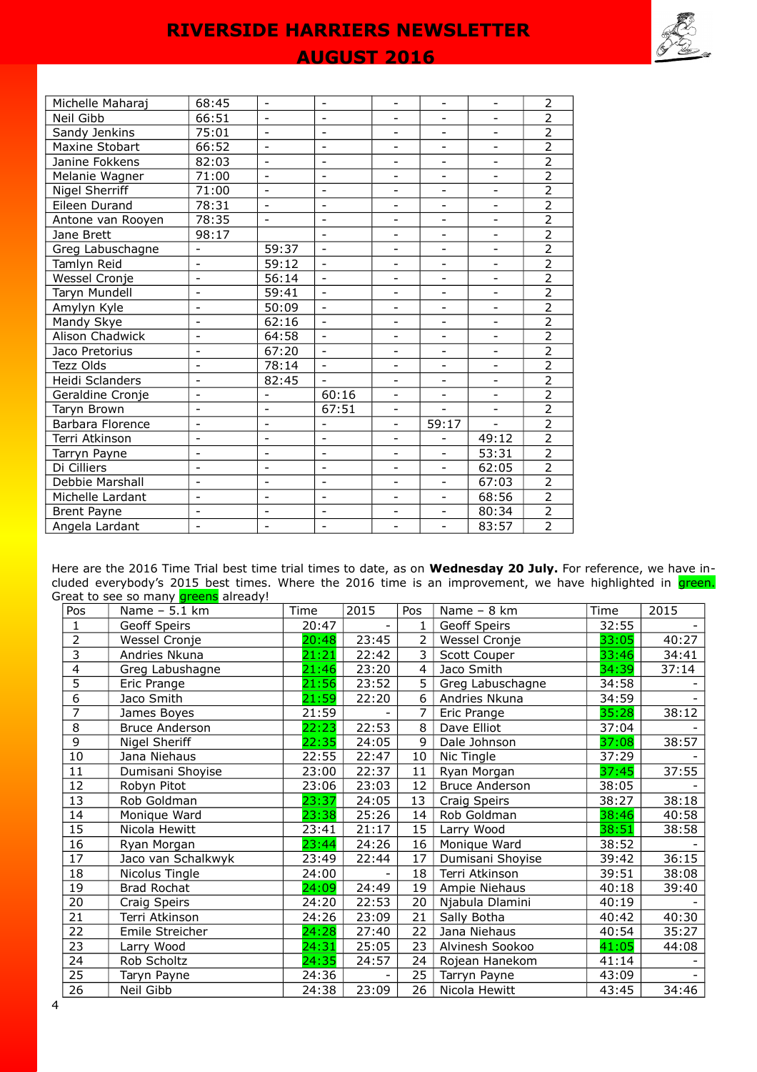| | | | | | | | |
|---|---|---|---|---|---|---|---|
| Michelle Maharaj | 68:45 | - | - | - | - | - | 2 |
| Neil Gibb | 66:51 | - | - | - | - | - | 2 |
| Sandy Jenkins | 75:01 | - | - | - | - | - | 2 |
| Maxine Stobart | 66:52 | - | - | - | - | - | 2 |
| Janine Fokkens | 82:03 | - | - | - | - | - | 2 |
| Melanie Wagner | 71:00 | - | - | - | - | - | 2 |
| Nigel Sherriff | 71:00 | - | - | - | - | - | 2 |
| Eileen Durand | 78:31 | - | - | - | - | - | 2 |
| Antone van Rooyen | 78:35 | - | - | - | - | - | 2 |
| Jane Brett | 98:17 | | - | - | - | - | 2 |
| Greg Labuschagne | - | 59:37 | - | - | - | - | 2 |
| Tamlyn Reid | - | 59:12 | - | - | - | - | 2 |
| Wessel Cronje | - | 56:14 | - | - | - | - | 2 |
| Taryn Mundell | - | 59:41 | - | - | - | - | 2 |
| Amylyn Kyle | - | 50:09 | - | - | - | - | 2 |
| Mandy Skye | - | 62:16 | - | - | - | - | 2 |
| Alison Chadwick | - | 64:58 | - | - | - | - | 2 |
| Jaco Pretorius | - | 67:20 | - | - | - | - | 2 |
| Tezz Olds | - | 78:14 | - | - | - | - | 2 |
| Heidi Sclanders | - | 82:45 | - | - | - | - | 2 |
| Geraldine Cronje | - | - | 60:16 | - | - | - | 2 |
| Taryn Brown | - | - | 67:51 | - | - | - | 2 |
| Barbara Florence | - | - | - | - | 59:17 | - | 2 |
| Terri Atkinson | - | - | - | - | - | 49:12 | 2 |
| Tarryn Payne | - | - | - | - | - | 53:31 | 2 |
| Di Cilliers | - | - | - | - | - | 62:05 | 2 |
| Debbie Marshall | - | - | - | - | - | 67:03 | 2 |
| Michelle Lardant | - | - | - | - | - | 68:56 | 2 |
| Brent Payne | - | - | - | - | - | 80:34 | 2 |
| Angela Lardant | - | - | - | - | - | 83:57 | 2 |

Here are the 2016 Time Trial best time trial times to date, as on **Wednesday 20 July.** For reference, we have included everybody's 2015 best times. Where the 2016 time is an improvement, we have highlighted in green. Great to see so many greens already!

| Pos | Name – 5.1 km | Time | 2015 | Pos | Name – 8 km | Time | 2015 |
|---|---|---|---|---|---|---|---|
| 1 | Geoff Speirs | 20:47 | - | 1 | Geoff Speirs | 32:55 | - |
| 2 | Wessel Cronje | 20:48 | 23:45 | 2 | Wessel Cronje | 33:05 | 40:27 |
| 3 | Andries Nkuna | 21:21 | 22:42 | 3 | Scott Couper | 33:46 | 34:41 |
| 4 | Greg Labushagne | 21:46 | 23:20 | 4 | Jaco Smith | 34:39 | 37:14 |
| 5 | Eric Prange | 21:56 | 23:52 | 5 | Greg Labuschagne | 34:58 | - |
| 6 | Jaco Smith | 21:59 | 22:20 | 6 | Andries Nkuna | 34:59 | - |
| 7 | James Boyes | 21:59 | - | 7 | Eric Prange | 35:28 | 38:12 |
| 8 | Bruce Anderson | 22:23 | 22:53 | 8 | Dave Elliot | 37:04 | - |
| 9 | Nigel Sheriff | 22:35 | 24:05 | 9 | Dale Johnson | 37:08 | 38:57 |
| 10 | Jana Niehaus | 22:55 | 22:47 | 10 | Nic Tingle | 37:29 | - |
| 11 | Dumisani Shoyise | 23:00 | 22:37 | 11 | Ryan Morgan | 37:45 | 37:55 |
| 12 | Robyn Pitot | 23:06 | 23:03 | 12 | Bruce Anderson | 38:05 | - |
| 13 | Rob Goldman | 23:37 | 24:05 | 13 | Craig Speirs | 38:27 | 38:18 |
| 14 | Monique Ward | 23:38 | 25:26 | 14 | Rob Goldman | 38:46 | 40:58 |
| 15 | Nicola Hewitt | 23:41 | 21:17 | 15 | Larry Wood | 38:51 | 38:58 |
| 16 | Ryan Morgan | 23:44 | 24:26 | 16 | Monique Ward | 38:52 | - |
| 17 | Jaco van Schalkwyk | 23:49 | 22:44 | 17 | Dumisani Shoyise | 39:42 | 36:15 |
| 18 | Nicolus Tingle | 24:00 | - | 18 | Terri Atkinson | 39:51 | 38:08 |
| 19 | Brad Rochat | 24:09 | 24:49 | 19 | Ampie Niehaus | 40:18 | 39:40 |
| 20 | Craig Speirs | 24:20 | 22:53 | 20 | Njabula Dlamini | 40:19 | - |
| 21 | Terri Atkinson | 24:26 | 23:09 | 21 | Sally Botha | 40:42 | 40:30 |
| 22 | Emile Streicher | 24:28 | 27:40 | 22 | Jana Niehaus | 40:54 | 35:27 |
| 23 | Larry Wood | 24:31 | 25:05 | 23 | Alvinesh Sookoo | 41:05 | 44:08 |
| 24 | Rob Scholtz | 24:35 | 24:57 | 24 | Rojean Hanekom | 41:14 | - |
| 25 | Taryn Payne | 24:36 | - | 25 | Tarryn Payne | 43:09 | - |
| 26 | Neil Gibb | 24:38 | 23:09 | 26 | Nicola Hewitt | 43:45 | 34:46 |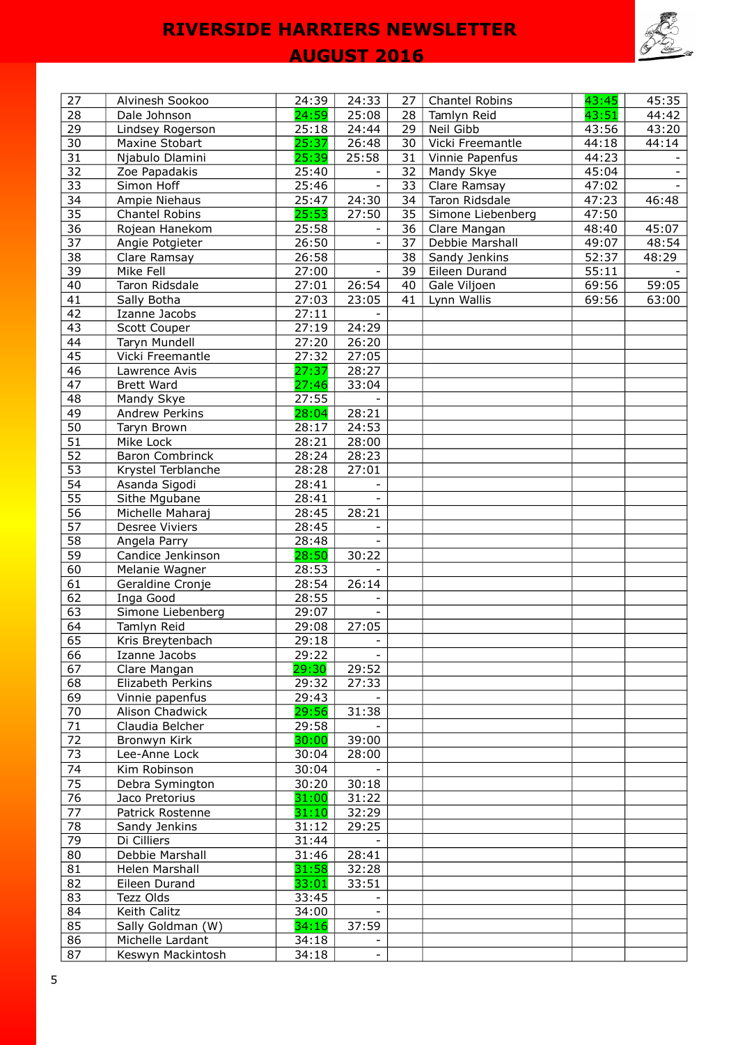| 27 | Alvinesh Sookoo | 24:39 | 24:33 | 27 | Chantel Robins | 43:45 | 45:35 |
|---|---|---|---|---|---|---|---|
| 28 | Dale Johnson | 24:59 | 25:08 | 28 | Tamlyn Reid | 43:51 | 44:42 |
| 29 | Lindsey Rogerson | 25:18 | 24:44 | 29 | Neil Gibb | 43:56 | 43:20 |
| 30 | Maxine Stobart | 25:37 | 26:48 | 30 | Vicki Freemantle | 44:18 | 44:14 |
| 31 | Njabulo Dlamini | 25:39 | 25:58 | 31 | Vinnie Papenfus | 44:23 | - |
| 32 | Zoe Papadakis | 25:40 | - | 32 | Mandy Skye | 45:04 | - |
| 33 | Simon Hoff | 25:46 | - | 33 | Clare Ramsay | 47:02 | - |
| 34 | Ampie Niehaus | 25:47 | 24:30 | 34 | Taron Ridsdale | 47:23 | 46:48 |
| 35 | Chantel Robins | 25:53 | 27:50 | 35 | Simone Liebenberg | 47:50 | |
| 36 | Rojean Hanekom | 25:58 | - | 36 | Clare Mangan | 48:40 | 45:07 |
| 37 | Angie Potgieter | 26:50 | - | 37 | Debbie Marshall | 49:07 | 48:54 |
| 38 | Clare Ramsay | 26:58 | | 38 | Sandy Jenkins | 52:37 | 48:29 |
| 39 | Mike Fell | 27:00 | - | 39 | Eileen Durand | 55:11 | - |
| 40 | Taron Ridsdale | 27:01 | 26:54 | 40 | Gale Viljoen | 69:56 | 59:05 |
| 41 | Sally Botha | 27:03 | 23:05 | 41 | Lynn Wallis | 69:56 | 63:00 |
| 42 | Izanne Jacobs | 27:11 | - | | | | |
| 43 | Scott Couper | 27:19 | 24:29 | | | | |
| 44 | Taryn Mundell | 27:20 | 26:20 | | | | |
| 45 | Vicki Freemantle | 27:32 | 27:05 | | | | |
| 46 | Lawrence Avis | 27:37 | 28:27 | | | | |
| 47 | Brett Ward | 27:46 | 33:04 | | | | |
| 48 | Mandy Skye | 27:55 | - | | | | |
| 49 | Andrew Perkins | 28:04 | 28:21 | | | | |
| 50 | Taryn Brown | 28:17 | 24:53 | | | | |
| 51 | Mike Lock | 28:21 | 28:00 | | | | |
| 52 | Baron Combrinck | 28:24 | 28:23 | | | | |
| 53 | Krystel Terblanche | 28:28 | 27:01 | | | | |
| 54 | Asanda Sigodi | 28:41 | - | | | | |
| 55 | Sithe Mgubane | 28:41 | - | | | | |
| 56 | Michelle Maharaj | 28:45 | 28:21 | | | | |
| 57 | Desree Viviers | 28:45 | - | | | | |
| 58 | Angela Parry | 28:48 | - | | | | |
| 59 | Candice Jenkinson | 28:50 | 30:22 | | | | |
| 60 | Melanie Wagner | 28:53 | - | | | | |
| 61 | Geraldine Cronje | 28:54 | 26:14 | | | | |
| 62 | Inga Good | 28:55 | - | | | | |
| 63 | Simone Liebenberg | 29:07 | - | | | | |
| 64 | Tamlyn Reid | 29:08 | 27:05 | | | | |
| 65 | Kris Breytenbach | 29:18 | - | | | | |
| 66 | Izanne Jacobs | 29:22 | - | | | | |
| 67 | Clare Mangan | 29:30 | 29:52 | | | | |
| 68 | Elizabeth Perkins | 29:32 | 27:33 | | | | |
| 69 | Vinnie papenfus | 29:43 | - | | | | |
| 70 | Alison Chadwick | 29:56 | 31:38 | | | | |
| 71 | Claudia Belcher | 29:58 | - | | | | |
| 72 | Bronwyn Kirk | 30:00 | 39:00 | | | | |
| 73 | Lee-Anne Lock | 30:04 | 28:00 | | | | |
| 74 | Kim Robinson | 30:04 | - | | | | |
| 75 | Debra Symington | 30:20 | 30:18 | | | | |
| 76 | Jaco Pretorius | 31:00 | 31:22 | | | | |
| 77 | Patrick Rostenne | 31:10 | 32:29 | | | | |
| 78 | Sandy Jenkins | 31:12 | 29:25 | | | | |
| 79 | Di Cilliers | 31:44 | - | | | | |
| 80 | Debbie Marshall | 31:46 | 28:41 | | | | |
| 81 | Helen Marshall | 31:58 | 32:28 | | | | |
| 82 | Eileen Durand | 33:01 | 33:51 | | | | |
| 83 | Tezz Olds | 33:45 | - | | | | |
| 84 | Keith Calitz | 34:00 | - | | | | |
| 85 | Sally Goldman (W) | 34:16 | 37:59 | | | | |
| 86 | Michelle Lardant | 34:18 | - | | | | |
| 87 | Keswyn Mackintosh | 34:18 | - | | | | |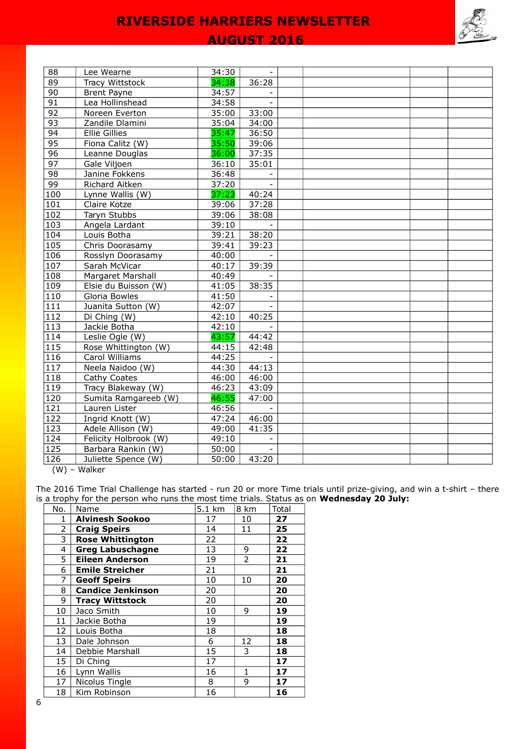| 88 | Lee Wearne | 34:30 | - | | | | |
|---|---|---|---|---|---|---|---|
| 89 | Tracy Wittstock | 34:38 | 36:28 | | | | |
| 90 | Brent Payne | 34:57 | - | | | | |
| 91 | Lea Hollinshead | 34:58 | - | | | | |
| 92 | Noreen Everton | 35:00 | 33:00 | | | | |
| 93 | Zandile Dlamini | 35:04 | 34:00 | | | | |
| 94 | Ellie Gillies | 35:47 | 36:50 | | | | |
| 95 | Fiona Calitz (W) | 35:50 | 39:06 | | | | |
| 96 | Leanne Douglas | 36:00 | 37:35 | | | | |
| 97 | Gale Viljoen | 36:10 | 35:01 | | | | |
| 98 | Janine Fokkens | 36:48 | - | | | | |
| 99 | Richard Aitken | 37:20 | - | | | | |
| 100 | Lynne Wallis (W) | 37:23 | 40:24 | | | | |
| 101 | Claire Kotze | 39:06 | 37:28 | | | | |
| 102 | Taryn Stubbs | 39:06 | 38:08 | | | | |
| 103 | Angela Lardant | 39:10 | - | | | | |
| 104 | Louis Botha | 39:21 | 38:20 | | | | |
| 105 | Chris Doorasamy | 39:41 | 39:23 | | | | |
| 106 | Rosslyn Doorasamy | 40:00 | - | | | | |
| 107 | Sarah McVicar | 40:17 | 39:39 | | | | |
| 108 | Margaret Marshall | 40:49 | - | | | | |
| 109 | Elsie du Buisson (W) | 41:05 | 38:35 | | | | |
| 110 | Gloria Bowles | 41:50 | - | | | | |
| 111 | Juanita Sutton (W) | 42:07 | - | | | | |
| 112 | Di Ching (W) | 42:10 | 40:25 | | | | |
| 113 | Jackie Botha | 42:10 | - | | | | |
| 114 | Leslie Ogle (W) | 43:57 | 44:42 | | | | |
| 115 | Rose Whittington (W) | 44:15 | 42:48 | | | | |
| 116 | Carol Williams | 44:25 | - | | | | |
| 117 | Neela Naidoo (W) | 44:30 | 44:13 | | | | |
| 118 | Cathy Coates | 46:00 | 46:00 | | | | |
| 119 | Tracy Blakeway (W) | 46:23 | 43:09 | | | | |
| 120 | Sumita Ramgareeb (W) | 46:55 | 47:00 | | | | |
| 121 | Lauren Lister | 46:56 | - | | | | |
| 122 | Ingrid Knott (W) | 47:24 | 46:00 | | | | |
| 123 | Adele Allison (W) | 49:00 | 41:35 | | | | |
| 124 | Felicity Holbrook (W) | 49:10 | - | | | | |
| 125 | Barbara Rankin (W) | 50:00 | - | | | | |
| 126 | Juliette Spence (W) | 50:00 | 43:20 | | | | |

(W) – Walker

The 2016 Time Trial Challenge has started - run 20 or more Time trials until prize-giving, and win a t-shirt – there is a trophy for the person who runs the most time trials. Status as on **Wednesday 20 July:**

| No. | Name | 5.1 km | 8 km | Total |
|---|---|---|---|---|
| 1 | **Alvinesh Sookoo** | 17 | 10 | **27** |
| 2 | **Craig Speirs** | 14 | 11 | **25** |
| 3 | **Rose Whittington** | 22 | | **22** |
| 4 | **Greg Labuschagne** | 13 | 9 | **22** |
| 5 | **Eileen Anderson** | 19 | 2 | **21** |
| 6 | **Emile Streicher** | 21 | | **21** |
| 7 | **Geoff Speirs** | 10 | 10 | **20** |
| 8 | **Candice Jenkinson** | 20 | | **20** |
| 9 | **Tracy Wittstock** | 20 | | **20** |
| 10 | Jaco Smith | 10 | 9 | **19** |
| 11 | Jackie Botha | 19 | | **19** |
| 12 | Louis Botha | 18 | | **18** |
| 13 | Dale Johnson | 6 | 12 | **18** |
| 14 | Debbie Marshall | 15 | 3 | **18** |
| 15 | Di Ching | 17 | | **17** |
| 16 | Lynn Wallis | 16 | 1 | **17** |
| 17 | Nicolus Tingle | 8 | 9 | **17** |
| 18 | Kim Robinson | 16 | | **16** |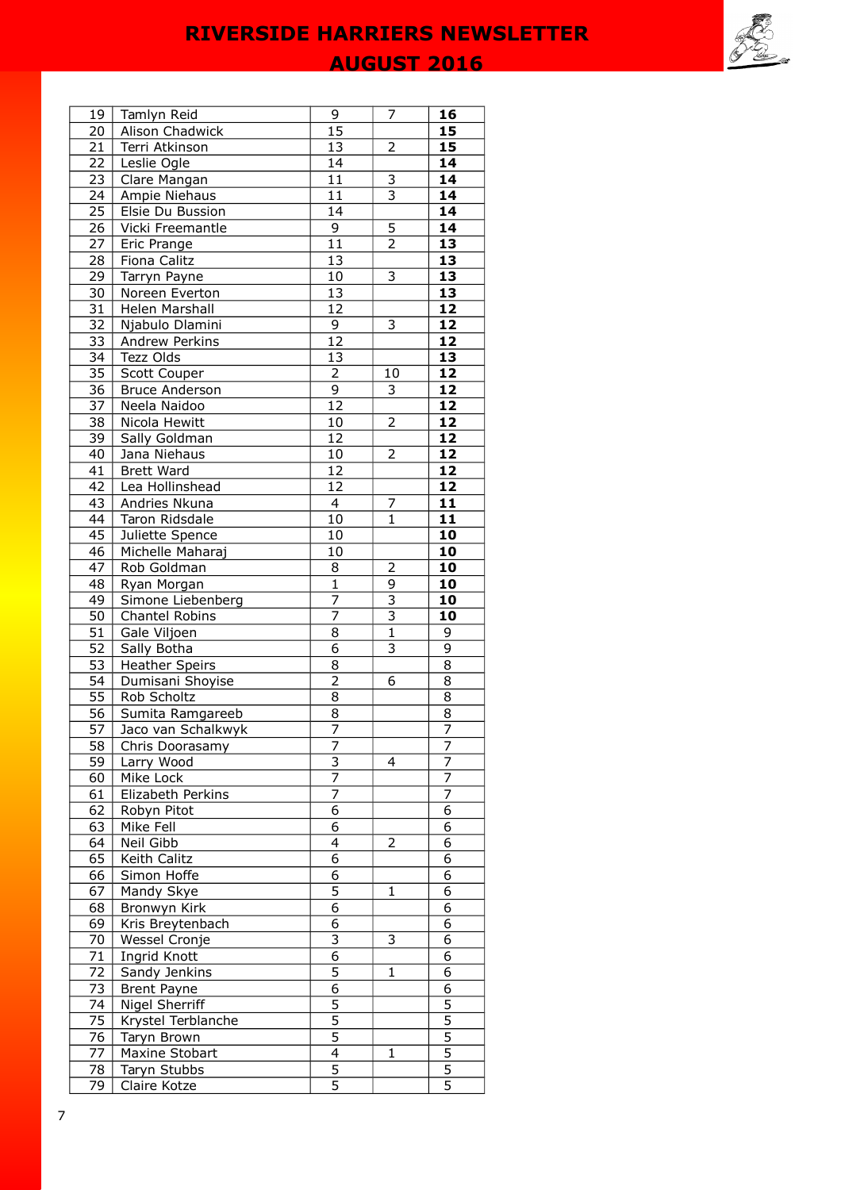| | | | | |
|---|---|---|---|---|
| 19 | Tamlyn Reid | 9 | 7 | **16** |
| 20 | Alison Chadwick | 15 | | **15** |
| 21 | Terri Atkinson | 13 | 2 | **15** |
| 22 | Leslie Ogle | 14 | | **14** |
| 23 | Clare Mangan | 11 | 3 | **14** |
| 24 | Ampie Niehaus | 11 | 3 | **14** |
| 25 | Elsie Du Bussion | 14 | | **14** |
| 26 | Vicki Freemantle | 9 | 5 | **14** |
| 27 | Eric Prange | 11 | 2 | **13** |
| 28 | Fiona Calitz | 13 | | **13** |
| 29 | Tarryn Payne | 10 | 3 | **13** |
| 30 | Noreen Everton | 13 | | **13** |
| 31 | Helen Marshall | 12 | | **12** |
| 32 | Njabulo Dlamini | 9 | 3 | **12** |
| 33 | Andrew Perkins | 12 | | **12** |
| 34 | Tezz Olds | 13 | | **13** |
| 35 | Scott Couper | 2 | 10 | **12** |
| 36 | Bruce Anderson | 9 | 3 | **12** |
| 37 | Neela Naidoo | 12 | | **12** |
| 38 | Nicola Hewitt | 10 | 2 | **12** |
| 39 | Sally Goldman | 12 | | **12** |
| 40 | Jana Niehaus | 10 | 2 | **12** |
| 41 | Brett Ward | 12 | | **12** |
| 42 | Lea Hollinshead | 12 | | **12** |
| 43 | Andries Nkuna | 4 | 7 | **11** |
| 44 | Taron Ridsdale | 10 | 1 | **11** |
| 45 | Juliette Spence | 10 | | **10** |
| 46 | Michelle Maharaj | 10 | | **10** |
| 47 | Rob Goldman | 8 | 2 | **10** |
| 48 | Ryan Morgan | 1 | 9 | **10** |
| 49 | Simone Liebenberg | 7 | 3 | **10** |
| 50 | Chantel Robins | 7 | 3 | **10** |
| 51 | Gale Viljoen | 8 | 1 | 9 |
| 52 | Sally Botha | 6 | 3 | 9 |
| 53 | Heather Speirs | 8 | | 8 |
| 54 | Dumisani Shoyise | 2 | 6 | 8 |
| 55 | Rob Scholtz | 8 | | 8 |
| 56 | Sumita Ramgareeb | 8 | | 8 |
| 57 | Jaco van Schalkwyk | 7 | | 7 |
| 58 | Chris Doorasamy | 7 | | 7 |
| 59 | Larry Wood | 3 | 4 | 7 |
| 60 | Mike Lock | 7 | | 7 |
| 61 | Elizabeth Perkins | 7 | | 7 |
| 62 | Robyn Pitot | 6 | | 6 |
| 63 | Mike Fell | 6 | | 6 |
| 64 | Neil Gibb | 4 | 2 | 6 |
| 65 | Keith Calitz | 6 | | 6 |
| 66 | Simon Hoffe | 6 | | 6 |
| 67 | Mandy Skye | 5 | 1 | 6 |
| 68 | Bronwyn Kirk | 6 | | 6 |
| 69 | Kris Breytenbach | 6 | | 6 |
| 70 | Wessel Cronje | 3 | 3 | 6 |
| 71 | Ingrid Knott | 6 | | 6 |
| 72 | Sandy Jenkins | 5 | 1 | 6 |
| 73 | Brent Payne | 6 | | 6 |
| 74 | Nigel Sherriff | 5 | | 5 |
| 75 | Krystel Terblanche | 5 | | 5 |
| 76 | Taryn Brown | 5 | | 5 |
| 77 | Maxine Stobart | 4 | 1 | 5 |
| 78 | Taryn Stubbs | 5 | | 5 |
| 79 | Claire Kotze | 5 | | 5 |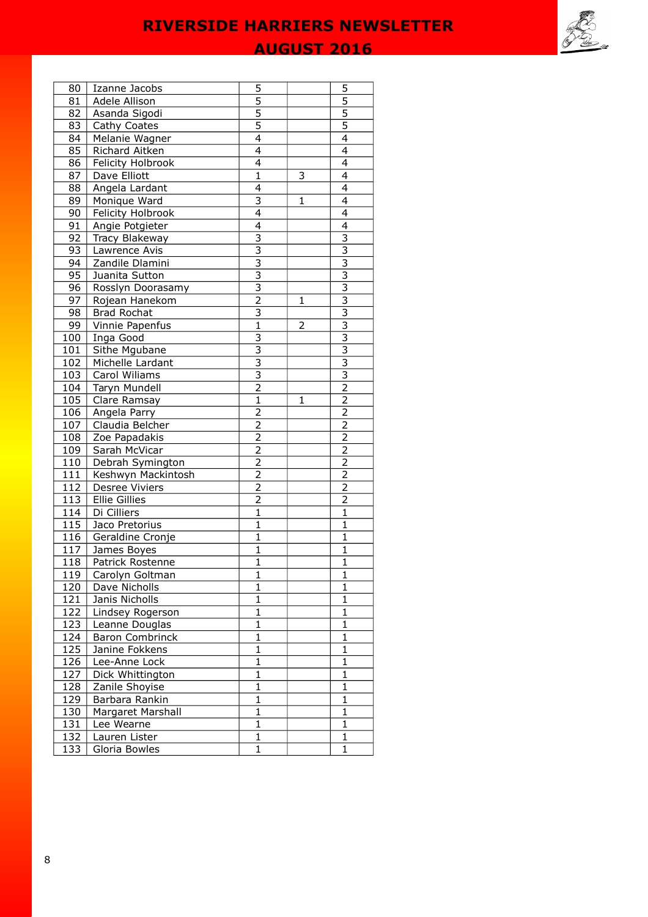| | | | | |
|---|---|---|---|---|
| 80 | Izanne Jacobs | 5 | | 5 |
| 81 | Adele Allison | 5 | | 5 |
| 82 | Asanda Sigodi | 5 | | 5 |
| 83 | Cathy Coates | 5 | | 5 |
| 84 | Melanie Wagner | 4 | | 4 |
| 85 | Richard Aitken | 4 | | 4 |
| 86 | Felicity Holbrook | 4 | | 4 |
| 87 | Dave Elliott | 1 | 3 | 4 |
| 88 | Angela Lardant | 4 | | 4 |
| 89 | Monique Ward | 3 | 1 | 4 |
| 90 | Felicity Holbrook | 4 | | 4 |
| 91 | Angie Potgieter | 4 | | 4 |
| 92 | Tracy Blakeway | 3 | | 3 |
| 93 | Lawrence Avis | 3 | | 3 |
| 94 | Zandile Dlamini | 3 | | 3 |
| 95 | Juanita Sutton | 3 | | 3 |
| 96 | Rosslyn Doorasamy | 3 | | 3 |
| 97 | Rojean Hanekom | 2 | 1 | 3 |
| 98 | Brad Rochat | 3 | | 3 |
| 99 | Vinnie Papenfus | 1 | 2 | 3 |
| 100 | Inga Good | 3 | | 3 |
| 101 | Sithe Mgubane | 3 | | 3 |
| 102 | Michelle Lardant | 3 | | 3 |
| 103 | Carol Wiliams | 3 | | 3 |
| 104 | Taryn Mundell | 2 | | 2 |
| 105 | Clare Ramsay | 1 | 1 | 2 |
| 106 | Angela Parry | 2 | | 2 |
| 107 | Claudia Belcher | 2 | | 2 |
| 108 | Zoe Papadakis | 2 | | 2 |
| 109 | Sarah McVicar | 2 | | 2 |
| 110 | Debrah Symington | 2 | | 2 |
| 111 | Keshwyn Mackintosh | 2 | | 2 |
| 112 | Desree Viviers | 2 | | 2 |
| 113 | Ellie Gillies | 2 | | 2 |
| 114 | Di Cilliers | 1 | | 1 |
| 115 | Jaco Pretorius | 1 | | 1 |
| 116 | Geraldine Cronje | 1 | | 1 |
| 117 | James Boyes | 1 | | 1 |
| 118 | Patrick Rostenne | 1 | | 1 |
| 119 | Carolyn Goltman | 1 | | 1 |
| 120 | Dave Nicholls | 1 | | 1 |
| 121 | Janis Nicholls | 1 | | 1 |
| 122 | Lindsey Rogerson | 1 | | 1 |
| 123 | Leanne Douglas | 1 | | 1 |
| 124 | Baron Combrinck | 1 | | 1 |
| 125 | Janine Fokkens | 1 | | 1 |
| 126 | Lee-Anne Lock | 1 | | 1 |
| 127 | Dick Whittington | 1 | | 1 |
| 128 | Zanile Shoyise | 1 | | 1 |
| 129 | Barbara Rankin | 1 | | 1 |
| 130 | Margaret Marshall | 1 | | 1 |
| 131 | Lee Wearne | 1 | | 1 |
| 132 | Lauren Lister | 1 | | 1 |
| 133 | Gloria Bowles | 1 | | 1 |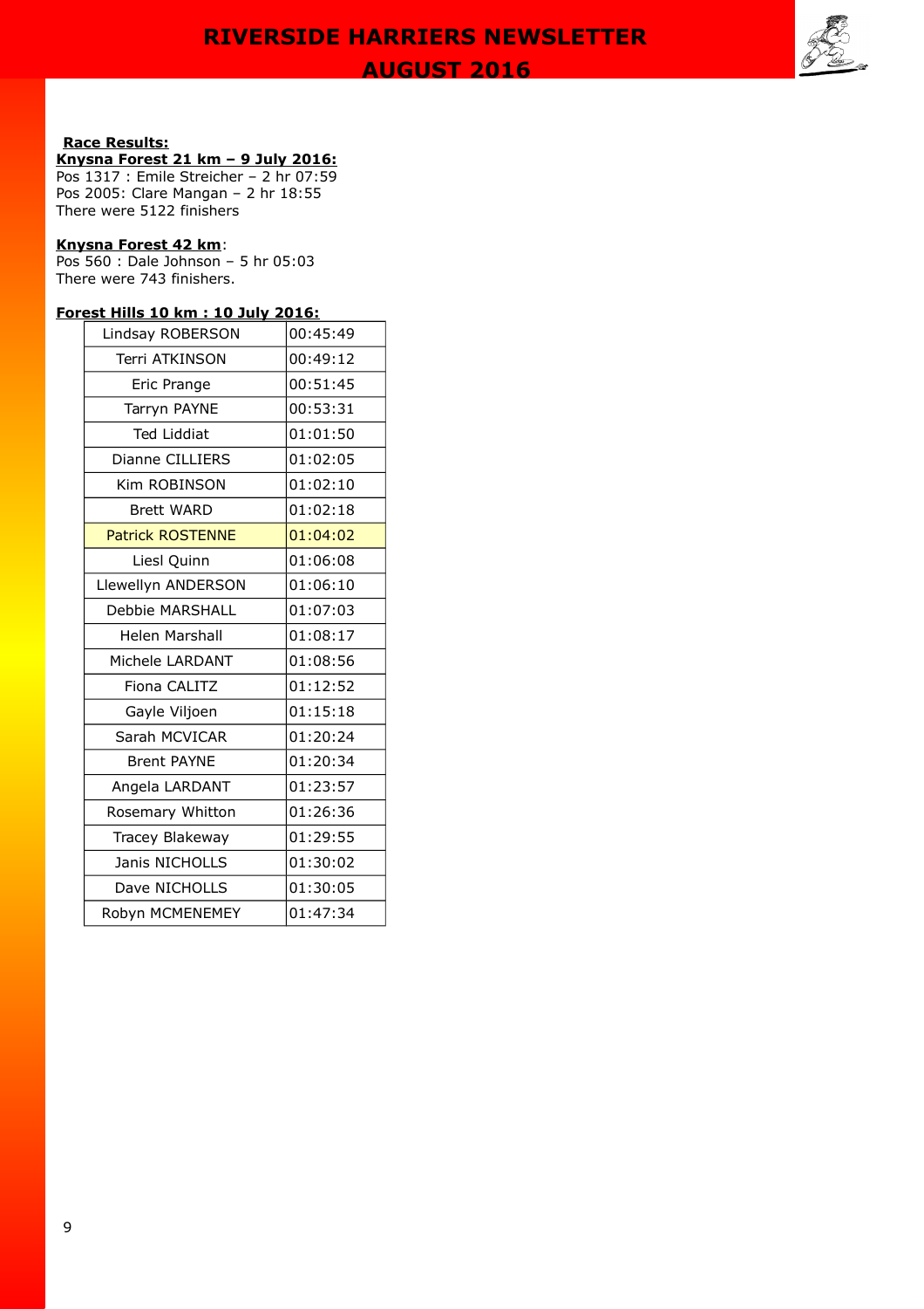**Race Results:**

**Knysna Forest 21 km – 9 July 2016:**

Pos 1317 : Emile Streicher – 2 hr 07:59
Pos 2005: Clare Mangan – 2 hr 18:55
There were 5122 finishers

**Knysna Forest 42 km**:

Pos 560 : Dale Johnson – 5 hr 05:03
There were 743 finishers.

**Forest Hills 10 km : 10 July 2016:**

| | |
|---|---|
| Lindsay ROBERSON | 00:45:49 |
| Terri ATKINSON | 00:49:12 |
| Eric Prange | 00:51:45 |
| Tarryn PAYNE | 00:53:31 |
| Ted Liddiat | 01:01:50 |
| Dianne CILLIERS | 01:02:05 |
| Kim ROBINSON | 01:02:10 |
| Brett WARD | 01:02:18 |
| Patrick ROSTENNE | 01:04:02 |
| Liesl Quinn | 01:06:08 |
| Llewellyn ANDERSON | 01:06:10 |
| Debbie MARSHALL | 01:07:03 |
| Helen Marshall | 01:08:17 |
| Michele LARDANT | 01:08:56 |
| Fiona CALITZ | 01:12:52 |
| Gayle Viljoen | 01:15:18 |
| Sarah MCVICAR | 01:20:24 |
| Brent PAYNE | 01:20:34 |
| Angela LARDANT | 01:23:57 |
| Rosemary Whitton | 01:26:36 |
| Tracey Blakeway | 01:29:55 |
| Janis NICHOLLS | 01:30:02 |
| Dave NICHOLLS | 01:30:05 |
| Robyn MCMENEMEY | 01:47:34 |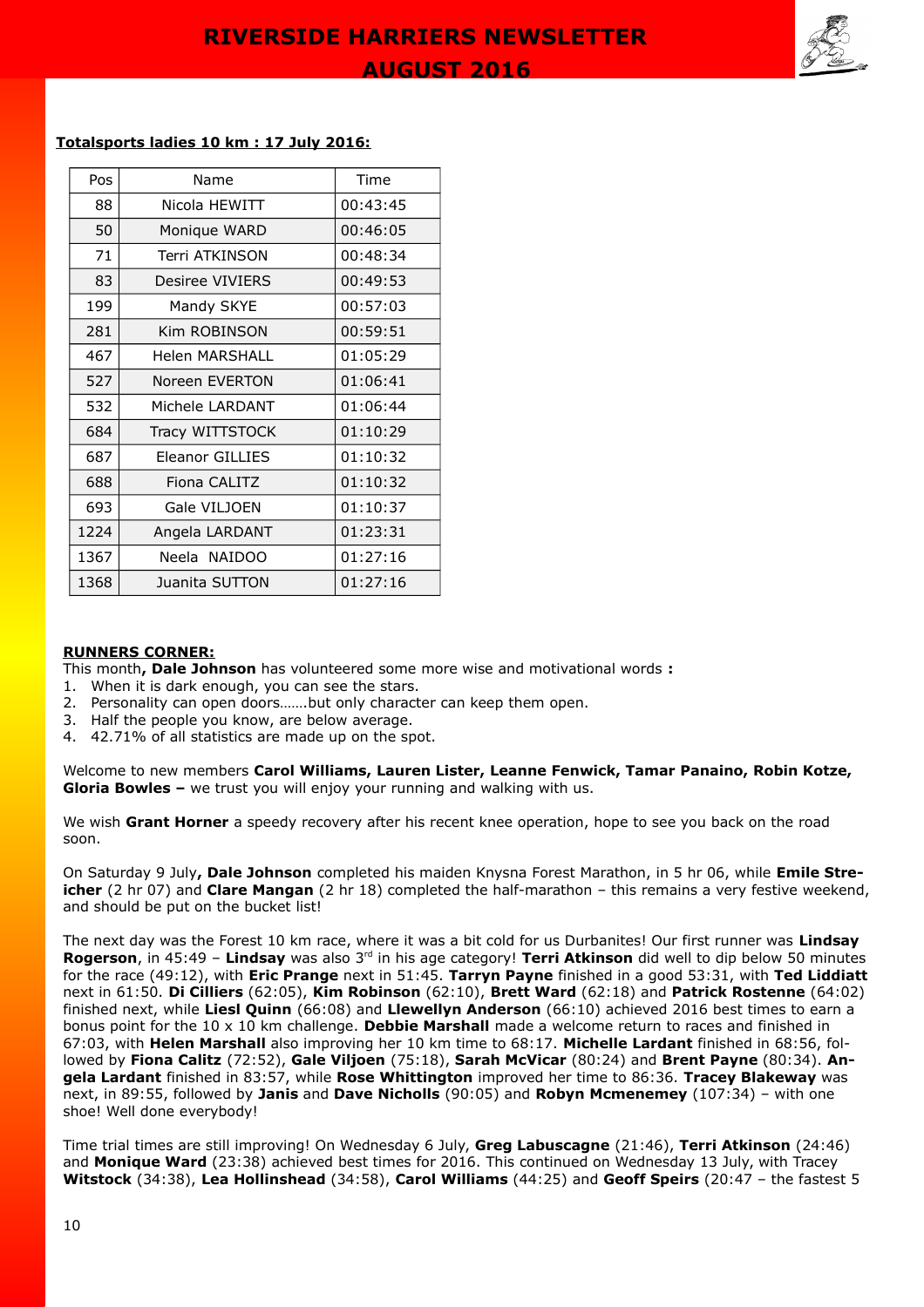**Totalsports ladies 10 km : 17 July 2016:**

| Pos | Name | Time |
|---|---|---|
| 88 | Nicola HEWITT | 00:43:45 |
| 50 | Monique WARD | 00:46:05 |
| 71 | Terri ATKINSON | 00:48:34 |
| 83 | Desiree VIVIERS | 00:49:53 |
| 199 | Mandy SKYE | 00:57:03 |
| 281 | Kim ROBINSON | 00:59:51 |
| 467 | Helen MARSHALL | 01:05:29 |
| 527 | Noreen EVERTON | 01:06:41 |
| 532 | Michele LARDANT | 01:06:44 |
| 684 | Tracy WITTSTOCK | 01:10:29 |
| 687 | Eleanor GILLIES | 01:10:32 |
| 688 | Fiona CALITZ | 01:10:32 |
| 693 | Gale VILJOEN | 01:10:37 |
| 1224 | Angela LARDANT | 01:23:31 |
| 1367 | Neela NAIDOO | 01:27:16 |
| 1368 | Juanita SUTTON | 01:27:16 |

**RUNNERS CORNER:**

This month**, Dale Johnson** has volunteered some more wise and motivational words **:**

1. When it is dark enough, you can see the stars.
2. Personality can open doors…….but only character can keep them open.
3. Half the people you know, are below average.
4. 42.71% of all statistics are made up on the spot.

Welcome to new members **Carol Williams, Lauren Lister, Leanne Fenwick, Tamar Panaino, Robin Kotze, Gloria Bowles –** we trust you will enjoy your running and walking with us.

We wish **Grant Horner** a speedy recovery after his recent knee operation, hope to see you back on the road soon.

On Saturday 9 July**, Dale Johnson** completed his maiden Knysna Forest Marathon, in 5 hr 06, while **Emile Streicher** (2 hr 07) and **Clare Mangan** (2 hr 18) completed the half-marathon – this remains a very festive weekend, and should be put on the bucket list!

The next day was the Forest 10 km race, where it was a bit cold for us Durbanites! Our first runner was **Lindsay Rogerson**, in 45:49 – **Lindsay** was also 3rd in his age category! **Terri Atkinson** did well to dip below 50 minutes for the race (49:12), with **Eric Prange** next in 51:45. **Tarryn Payne** finished in a good 53:31, with **Ted Liddiatt** next in 61:50. **Di Cilliers** (62:05), **Kim Robinson** (62:10), **Brett Ward** (62:18) and **Patrick Rostenne** (64:02) finished next, while **Liesl Quinn** (66:08) and **Llewellyn Anderson** (66:10) achieved 2016 best times to earn a bonus point for the 10 x 10 km challenge. **Debbie Marshall** made a welcome return to races and finished in 67:03, with **Helen Marshall** also improving her 10 km time to 68:17. **Michelle Lardant** finished in 68:56, followed by **Fiona Calitz** (72:52), **Gale Viljoen** (75:18), **Sarah McVicar** (80:24) and **Brent Payne** (80:34). **Angela Lardant** finished in 83:57, while **Rose Whittington** improved her time to 86:36. **Tracey Blakeway** was next, in 89:55, followed by **Janis** and **Dave Nicholls** (90:05) and **Robyn Mcmenemey** (107:34) – with one shoe! Well done everybody!

Time trial times are still improving! On Wednesday 6 July, **Greg Labuscagne** (21:46), **Terri Atkinson** (24:46) and **Monique Ward** (23:38) achieved best times for 2016. This continued on Wednesday 13 July, with Tracey **Witstock** (34:38), **Lea Hollinshead** (34:58), **Carol Williams** (44:25) and **Geoff Speirs** (20:47 – the fastest 5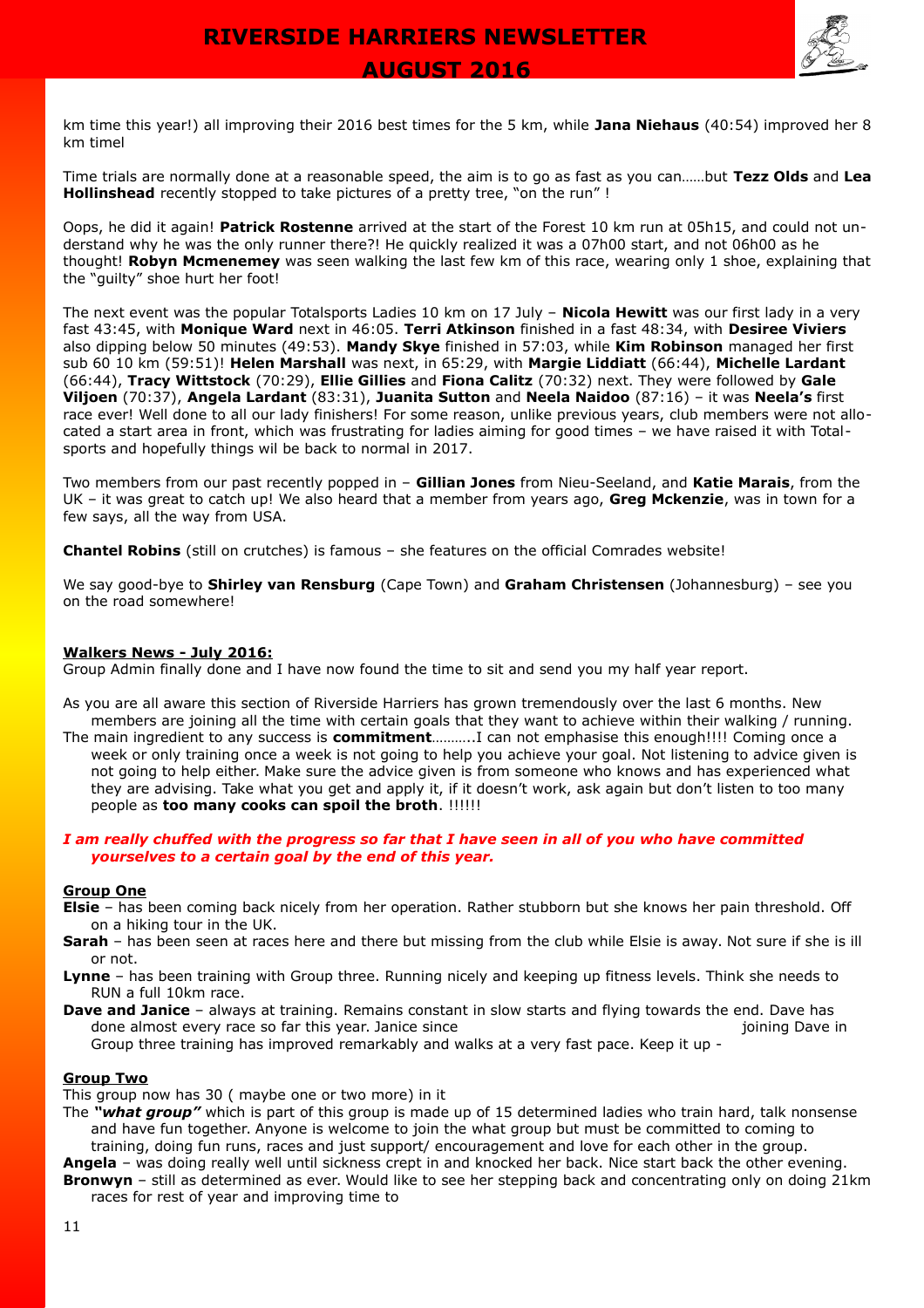km time this year!) all improving their 2016 best times for the 5 km, while **Jana Niehaus** (40:54) improved her 8 km timel

Time trials are normally done at a reasonable speed, the aim is to go as fast as you can……but **Tezz Olds** and **Lea Hollinshead** recently stopped to take pictures of a pretty tree, "on the run" !

Oops, he did it again! **Patrick Rostenne** arrived at the start of the Forest 10 km run at 05h15, and could not understand why he was the only runner there?! He quickly realized it was a 07h00 start, and not 06h00 as he thought! **Robyn Mcmenemey** was seen walking the last few km of this race, wearing only 1 shoe, explaining that the "guilty" shoe hurt her foot!

The next event was the popular Totalsports Ladies 10 km on 17 July – **Nicola Hewitt** was our first lady in a very fast 43:45, with **Monique Ward** next in 46:05. **Terri Atkinson** finished in a fast 48:34, with **Desiree Viviers** also dipping below 50 minutes (49:53). **Mandy Skye** finished in 57:03, while **Kim Robinson** managed her first sub 60 10 km (59:51)! **Helen Marshall** was next, in 65:29, with **Margie Liddiatt** (66:44), **Michelle Lardant** (66:44), **Tracy Wittstock** (70:29), **Ellie Gillies** and **Fiona Calitz** (70:32) next. They were followed by **Gale Viljoen** (70:37), **Angela Lardant** (83:31), **Juanita Sutton** and **Neela Naidoo** (87:16) – it was **Neela's** first race ever! Well done to all our lady finishers! For some reason, unlike previous years, club members were not allocated a start area in front, which was frustrating for ladies aiming for good times – we have raised it with Totalsports and hopefully things wil be back to normal in 2017.

Two members from our past recently popped in – **Gillian Jones** from Nieu-Seeland, and **Katie Marais**, from the UK – it was great to catch up! We also heard that a member from years ago, **Greg Mckenzie**, was in town for a few says, all the way from USA.

**Chantel Robins** (still on crutches) is famous – she features on the official Comrades website!

We say good-bye to **Shirley van Rensburg** (Cape Town) and **Graham Christensen** (Johannesburg) – see you on the road somewhere!

## Walkers News - July 2016:

Group Admin finally done and I have now found the time to sit and send you my half year report.

As you are all aware this section of Riverside Harriers has grown tremendously over the last 6 months. New members are joining all the time with certain goals that they want to achieve within their walking / running.

The main ingredient to any success is **commitment**………..I can not emphasise this enough!!!! Coming once a week or only training once a week is not going to help you achieve your goal. Not listening to advice given is not going to help either. Make sure the advice given is from someone who knows and has experienced what they are advising. Take what you get and apply it, if it doesn't work, ask again but don't listen to too many people as **too many cooks can spoil the broth**. !!!!!!

***I am really chuffed with the progress so far that I have seen in all of you who have committed yourselves to a certain goal by the end of this year.***

### Group One

**Elsie** – has been coming back nicely from her operation. Rather stubborn but she knows her pain threshold. Off on a hiking tour in the UK.

**Sarah** – has been seen at races here and there but missing from the club while Elsie is away. Not sure if she is ill or not.

**Lynne** – has been training with Group three. Running nicely and keeping up fitness levels. Think she needs to RUN a full 10km race.

**Dave and Janice** – always at training. Remains constant in slow starts and flying towards the end. Dave has done almost every race so far this year. Janice since joining Dave in Group three training has improved remarkably and walks at a very fast pace. Keep it up -

### Group Two

This group now has 30 ( maybe one or two more) in it

The ***"what group"*** which is part of this group is made up of 15 determined ladies who train hard, talk nonsense and have fun together. Anyone is welcome to join the what group but must be committed to coming to training, doing fun runs, races and just support/ encouragement and love for each other in the group.

**Angela** – was doing really well until sickness crept in and knocked her back. Nice start back the other evening.

**Bronwyn** – still as determined as ever. Would like to see her stepping back and concentrating only on doing 21km races for rest of year and improving time to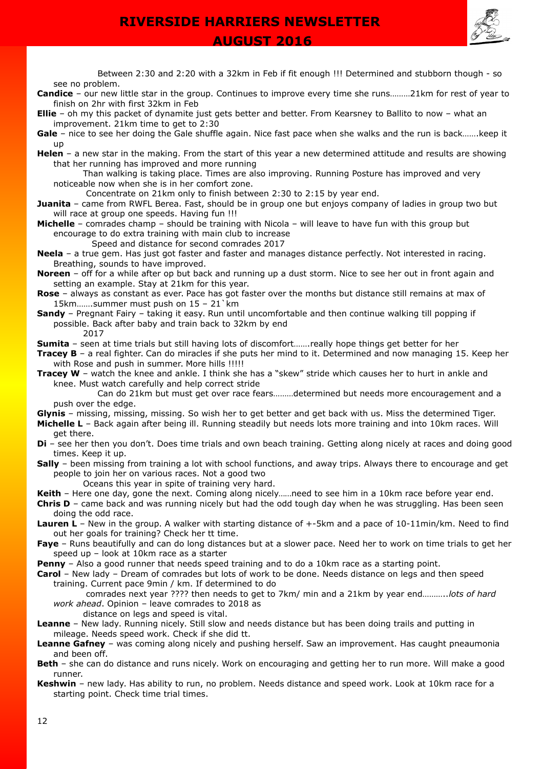Between 2:30 and 2:20 with a 32km in Feb if fit enough !!! Determined and stubborn though - so see no problem.

**Candice** – our new little star in the group. Continues to improve every time she runs………21km for rest of year to finish on 2hr with first 32km in Feb

**Ellie** – oh my this packet of dynamite just gets better and better. From Kearsney to Ballito to now – what an improvement. 21km time to get to 2:30

**Gale** – nice to see her doing the Gale shuffle again. Nice fast pace when she walks and the run is back…….keep it up

**Helen** – a new star in the making. From the start of this year a new determined attitude and results are showing that her running has improved and more running

Than walking is taking place. Times are also improving. Running Posture has improved and very noticeable now when she is in her comfort zone.

Concentrate on 21km only to finish between 2:30 to 2:15 by year end.

**Juanita** – came from RWFL Berea. Fast, should be in group one but enjoys company of ladies in group two but will race at group one speeds. Having fun !!!

**Michelle** – comrades champ – should be training with Nicola – will leave to have fun with this group but encourage to do extra training with main club to increase

Speed and distance for second comrades 2017

**Neela** – a true gem. Has just got faster and faster and manages distance perfectly. Not interested in racing. Breathing, sounds to have improved.

**Noreen** – off for a while after op but back and running up a dust storm. Nice to see her out in front again and setting an example. Stay at 21km for this year.

**Rose** – always as constant as ever. Pace has got faster over the months but distance still remains at max of 15km…….summer must push on 15 – 21`km

**Sandy** – Pregnant Fairy – taking it easy. Run until uncomfortable and then continue walking till popping if possible. Back after baby and train back to 32km by end 2017

**Sumita** – seen at time trials but still having lots of discomfort…….really hope things get better for her

**Tracey B** – a real fighter. Can do miracles if she puts her mind to it. Determined and now managing 15. Keep her with Rose and push in summer. More hills !!!!!

**Tracey W** – watch the knee and ankle. I think she has a "skew" stride which causes her to hurt in ankle and knee. Must watch carefully and help correct stride

Can do 21km but must get over race fears………determined but needs more encouragement and a push over the edge.

**Glynis** – missing, missing, missing. So wish her to get better and get back with us. Miss the determined Tiger.

**Michelle L** – Back again after being ill. Running steadily but needs lots more training and into 10km races. Will get there.

**Di** – see her then you don't. Does time trials and own beach training. Getting along nicely at races and doing good times. Keep it up.

**Sally** – been missing from training a lot with school functions, and away trips. Always there to encourage and get people to join her on various races. Not a good two

Oceans this year in spite of training very hard.

**Keith** – Here one day, gone the next. Coming along nicely……need to see him in a 10km race before year end.

**Chris D** – came back and was running nicely but had the odd tough day when he was struggling. Has been seen doing the odd race.

**Lauren L** – New in the group. A walker with starting distance of +-5km and a pace of 10-11min/km. Need to find out her goals for training? Check her tt time.

**Faye** – Runs beautifully and can do long distances but at a slower pace. Need her to work on time trials to get her speed up – look at 10km race as a starter

**Penny** – Also a good runner that needs speed training and to do a 10km race as a starting point.

**Carol** – New lady – Dream of comrades but lots of work to be done. Needs distance on legs and then speed training. Current pace 9min / km. If determined to do

comrades next year ???? then needs to get to 7km/ min and a 21km by year end………..*lots of hard work ahead*. Opinion – leave comrades to 2018 as

distance on legs and speed is vital.

**Leanne** – New lady. Running nicely. Still slow and needs distance but has been doing trails and putting in mileage. Needs speed work. Check if she did tt.

**Leanne Gafney** – was coming along nicely and pushing herself. Saw an improvement. Has caught pneaumonia and been off.

**Beth** – she can do distance and runs nicely. Work on encouraging and getting her to run more. Will make a good runner.

**Keshwin** – new lady. Has ability to run, no problem. Needs distance and speed work. Look at 10km race for a starting point. Check time trial times.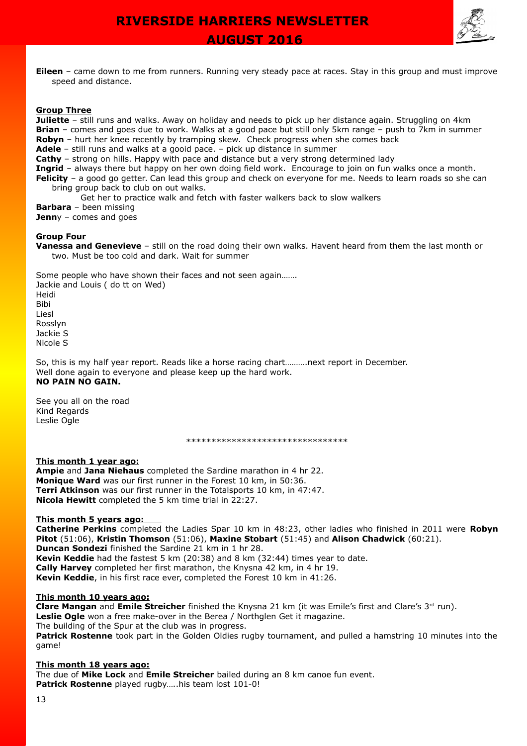**Eileen** – came down to me from runners. Running very steady pace at races. Stay in this group and must improve speed and distance.

**Group Three**

**Juliette** – still runs and walks. Away on holiday and needs to pick up her distance again. Struggling on 4km
**Brian** – comes and goes due to work. Walks at a good pace but still only 5km range – push to 7km in summer
**Robyn** – hurt her knee recently by tramping skew. Check progress when she comes back
**Adele** – still runs and walks at a gooid pace. – pick up distance in summer
**Cathy** – strong on hills. Happy with pace and distance but a very strong determined lady
**Ingrid** – always there but happy on her own doing field work. Encourage to join on fun walks once a month.
**Felicity** – a good go getter. Can lead this group and check on everyone for me. Needs to learn roads so she can bring group back to club on out walks.

Get her to practice walk and fetch with faster walkers back to slow walkers

**Barbara** – been missing
**Jenn**y – comes and goes

**Group Four**

**Vanessa and Genevieve** – still on the road doing their own walks. Havent heard from them the last month or two. Must be too cold and dark. Wait for summer

Some people who have shown their faces and not seen again…….
Jackie and Louis ( do tt on Wed)
Heidi
Bibi
Liesl
Rosslyn
Jackie S
Nicole S

So, this is my half year report. Reads like a horse racing chart……….next report in December.
Well done again to everyone and please keep up the hard work.
**NO PAIN NO GAIN.**

See you all on the road
Kind Regards
Leslie Ogle

********************************

**This month 1 year ago:**

**Ampie** and **Jana Niehaus** completed the Sardine marathon in 4 hr 22.
**Monique Ward** was our first runner in the Forest 10 km, in 50:36.
**Terri Atkinson** was our first runner in the Totalsports 10 km, in 47:47.
**Nicola Hewitt** completed the 5 km time trial in 22:27.

**This month 5 years ago:**

**Catherine Perkins** completed the Ladies Spar 10 km in 48:23, other ladies who finished in 2011 were **Robyn Pitot** (51:06), **Kristin Thomson** (51:06), **Maxine Stobart** (51:45) and **Alison Chadwick** (60:21).
**Duncan Sondezi** finished the Sardine 21 km in 1 hr 28.
**Kevin Keddie** had the fastest 5 km (20:38) and 8 km (32:44) times year to date.
**Cally Harvey** completed her first marathon, the Knysna 42 km, in 4 hr 19.
**Kevin Keddie**, in his first race ever, completed the Forest 10 km in 41:26.

**This month 10 years ago:**

**Clare Mangan** and **Emile Streicher** finished the Knysna 21 km (it was Emile's first and Clare's 3rd run).
**Leslie Ogle** won a free make-over in the Berea / Northglen Get it magazine.
The building of the Spur at the club was in progress.
**Patrick Rostenne** took part in the Golden Oldies rugby tournament, and pulled a hamstring 10 minutes into the game!

**This month 18 years ago:**

The due of **Mike Lock** and **Emile Streicher** bailed during an 8 km canoe fun event.
**Patrick Rostenne** played rugby…..his team lost 101-0!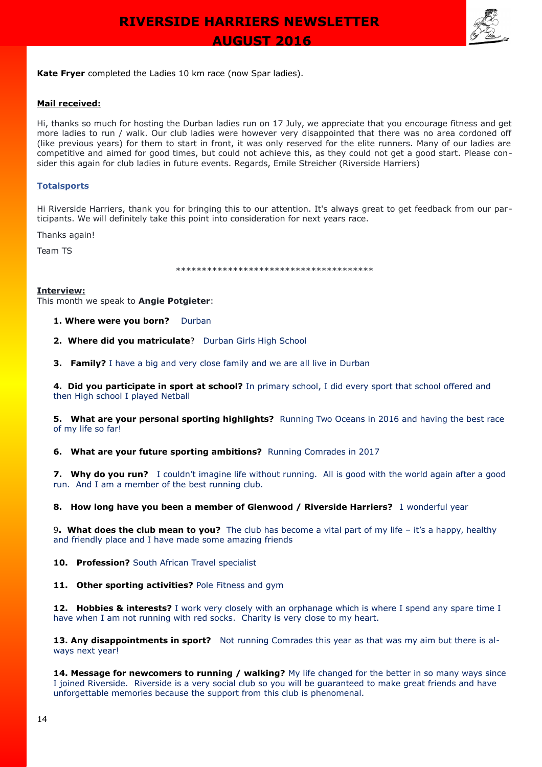**Kate Fryer** completed the Ladies 10 km race (now Spar ladies).

**Mail received:**

Hi, thanks so much for hosting the Durban ladies run on 17 July, we appreciate that you encourage fitness and get more ladies to run / walk. Our club ladies were however very disappointed that there was no area cordoned off (like previous years) for them to start in front, it was only reserved for the elite runners. Many of our ladies are competitive and aimed for good times, but could not achieve this, as they could not get a good start. Please consider this again for club ladies in future events. Regards, Emile Streicher (Riverside Harriers)

**Totalsports**

Hi Riverside Harriers, thank you for bringing this to our attention. It's always great to get feedback from our participants. We will definitely take this point into consideration for next years race.

Thanks again!

Team TS

\*\*\*\*\*\*\*\*\*\*\*\*\*\*\*\*\*\*\*\*\*\*\*\*\*\*\*\*\*\*\*\*\*\*\*\*\*\*

**Interview:**
This month we speak to **Angie Potgieter**:

**1. Where were you born?** Durban

**2. Where did you matriculate**? Durban Girls High School

**3. Family?** I have a big and very close family and we are all live in Durban

**4. Did you participate in sport at school?** In primary school, I did every sport that school offered and then High school I played Netball

**5. What are your personal sporting highlights?** Running Two Oceans in 2016 and having the best race of my life so far!

**6. What are your future sporting ambitions?** Running Comrades in 2017

**7. Why do you run?** I couldn't imagine life without running. All is good with the world again after a good run. And I am a member of the best running club.

**8. How long have you been a member of Glenwood / Riverside Harriers?** 1 wonderful year

9**. What does the club mean to you?** The club has become a vital part of my life – it's a happy, healthy and friendly place and I have made some amazing friends

**10. Profession?** South African Travel specialist

**11. Other sporting activities?** Pole Fitness and gym

**12. Hobbies & interests?** I work very closely with an orphanage which is where I spend any spare time I have when I am not running with red socks. Charity is very close to my heart.

**13. Any disappointments in sport?** Not running Comrades this year as that was my aim but there is always next year!

**14. Message for newcomers to running / walking?** My life changed for the better in so many ways since I joined Riverside. Riverside is a very social club so you will be guaranteed to make great friends and have unforgettable memories because the support from this club is phenomenal.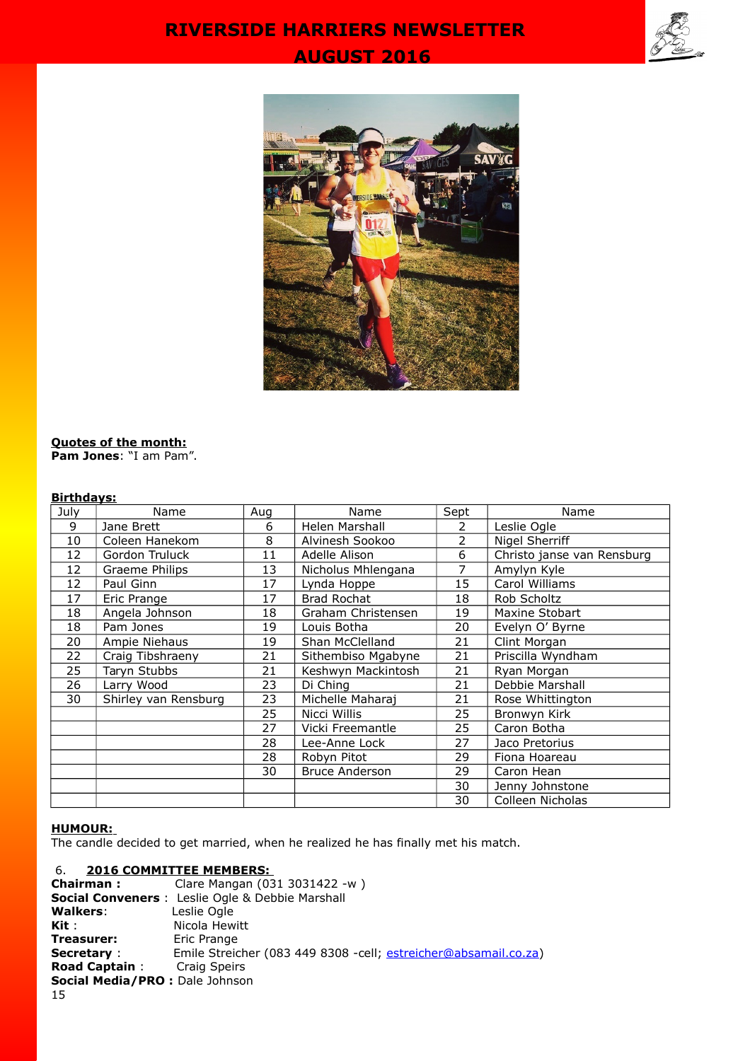**Quotes of the month:**
**Pam Jones**: "I am Pam".

**Birthdays:**

| July | Name | Aug | Name | Sept | Name |
|---|---|---|---|---|---|
| 9 | Jane Brett | 6 | Helen Marshall | 2 | Leslie Ogle |
| 10 | Coleen Hanekom | 8 | Alvinesh Sookoo | 2 | Nigel Sherriff |
| 12 | Gordon Truluck | 11 | Adelle Alison | 6 | Christo janse van Rensburg |
| 12 | Graeme Philips | 13 | Nicholus Mhlengana | 7 | Amylyn Kyle |
| 12 | Paul Ginn | 17 | Lynda Hoppe | 15 | Carol Williams |
| 17 | Eric Prange | 17 | Brad Rochat | 18 | Rob Scholtz |
| 18 | Angela Johnson | 18 | Graham Christensen | 19 | Maxine Stobart |
| 18 | Pam Jones | 19 | Louis Botha | 20 | Evelyn O' Byrne |
| 20 | Ampie Niehaus | 19 | Shan McClelland | 21 | Clint Morgan |
| 22 | Craig Tibshraeny | 21 | Sithembiso Mgabyne | 21 | Priscilla Wyndham |
| 25 | Taryn Stubbs | 21 | Keshwyn Mackintosh | 21 | Ryan Morgan |
| 26 | Larry Wood | 23 | Di Ching | 21 | Debbie Marshall |
| 30 | Shirley van Rensburg | 23 | Michelle Maharaj | 21 | Rose Whittington |
| | | 25 | Nicci Willis | 25 | Bronwyn Kirk |
| | | 27 | Vicki Freemantle | 25 | Caron Botha |
| | | 28 | Lee-Anne Lock | 27 | Jaco Pretorius |
| | | 28 | Robyn Pitot | 29 | Fiona Hoareau |
| | | 30 | Bruce Anderson | 29 | Caron Hean |
| | | | | 30 | Jenny Johnstone |
| | | | | 30 | Colleen Nicholas |

**HUMOUR:**
The candle decided to get married, when he realized he has finally met his match.

6. **2016 COMMITTEE MEMBERS:**

**Chairman :** Clare Mangan (031 3031422 -w )
**Social Conveners** : Leslie Ogle & Debbie Marshall
**Walkers**: Leslie Ogle
**Kit** : Nicola Hewitt
**Treasurer:** Eric Prange
**Secretary** : Emile Streicher (083 449 8308 -cell; estreicher@absamail.co.za)
**Road Captain** : Craig Speirs
**Social Media/PRO :** Dale Johnson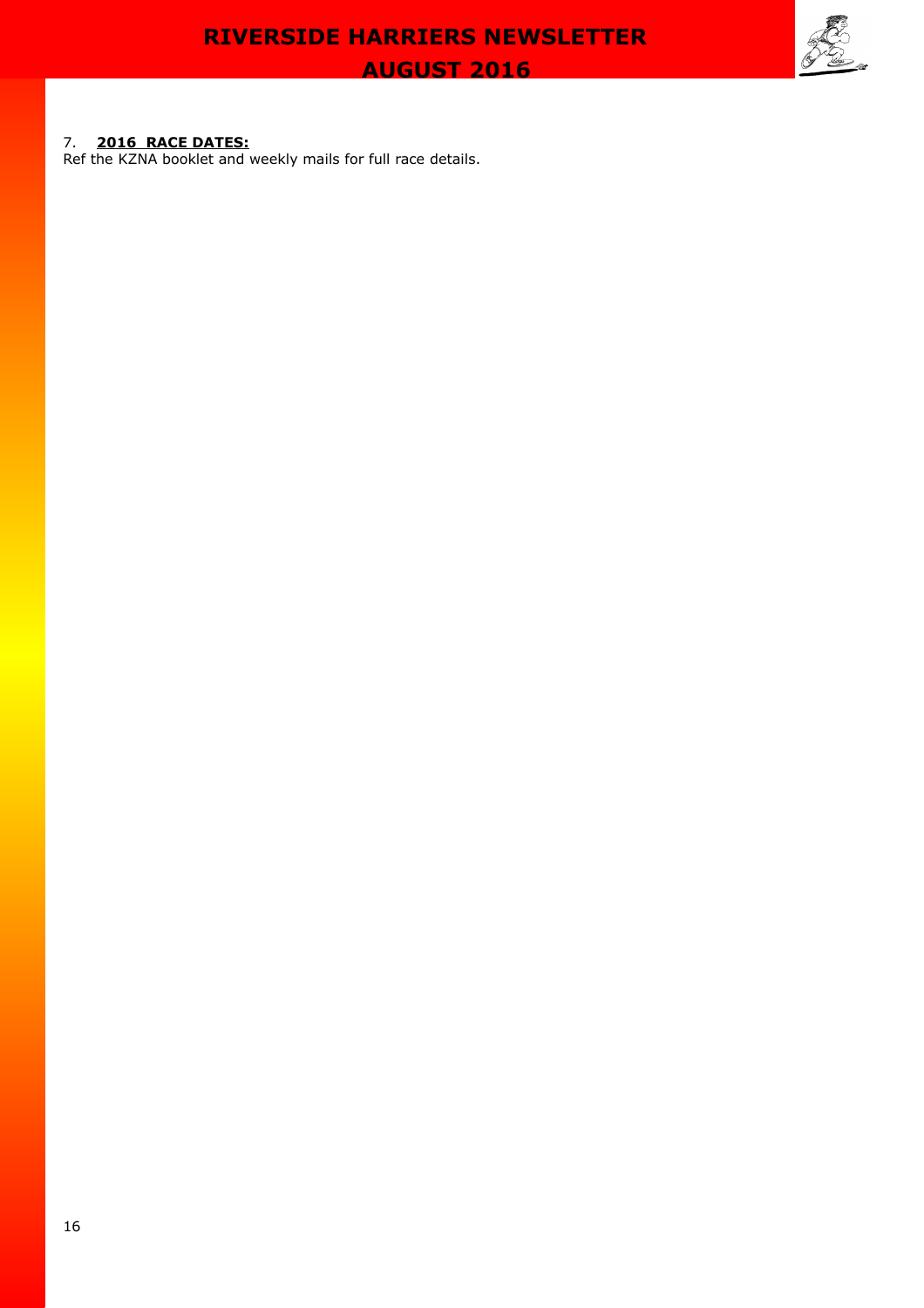7. **2016 RACE DATES:**

Ref the KZNA booklet and weekly mails for full race details.